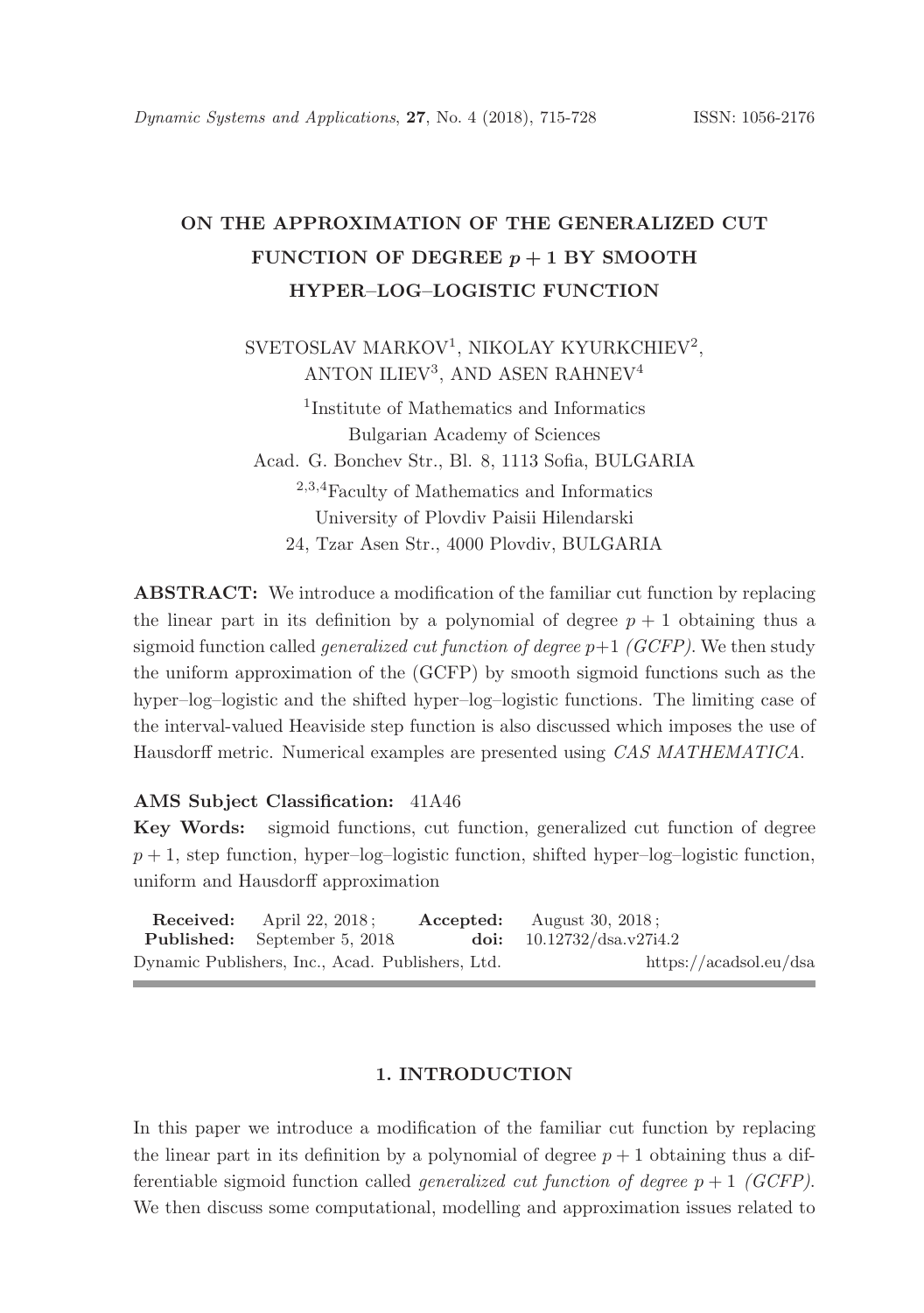# ON THE APPROXIMATION OF THE GENERALIZED CUT FUNCTION OF DEGREE $p + 1$ BY SMOOTH HYPER–LOG–LOGISTIC FUNCTION

SVETOSLAV MARKOV[1], NIKOLAY KYURKCHIEV[2], ANTON ILIEV[3], AND ASEN RAHNEV[4]

[1]Institute of Mathematics and Informatics
Bulgarian Academy of Sciences
Acad. G. Bonchev Str., Bl. 8, 1113 Sofia, BULGARIA

[2,3,4]Faculty of Mathematics and Informatics
University of Plovdiv Paisii Hilendarski
24, Tzar Asen Str., 4000 Plovdiv, BULGARIA

**ABSTRACT:** We introduce a modification of the familiar cut function by replacing the linear part in its definition by a polynomial of degree $p + 1$ obtaining thus a sigmoid function called *generalized cut function of degree* $p$+1 *(GCFP)*. We then study the uniform approximation of the (GCFP) by smooth sigmoid functions such as the hyper–log–logistic and the shifted hyper–log–logistic functions. The limiting case of the interval-valued Heaviside step function is also discussed which imposes the use of Hausdorff metric. Numerical examples are presented using *CAS MATHEMATICA*.

**AMS Subject Classification:** 41A46

**Key Words:** sigmoid functions, cut function, generalized cut function of degree $p + 1$, step function, hyper–log–logistic function, shifted hyper–log–logistic function, uniform and Hausdorff approximation

**Received:** April 22, 2018; **Accepted:** August 30, 2018;
**Published:** September 5, 2018 **doi:** 10.12732/dsa.v27i4.2
Dynamic Publishers, Inc., Acad. Publishers, Ltd. https://acadsol.eu/dsa

## 1. INTRODUCTION

In this paper we introduce a modification of the familiar cut function by replacing the linear part in its definition by a polynomial of degree $p + 1$ obtaining thus a differentiable sigmoid function called *generalized cut function of degree* $p + 1$ *(GCFP)*. We then discuss some computational, modelling and approximation issues related to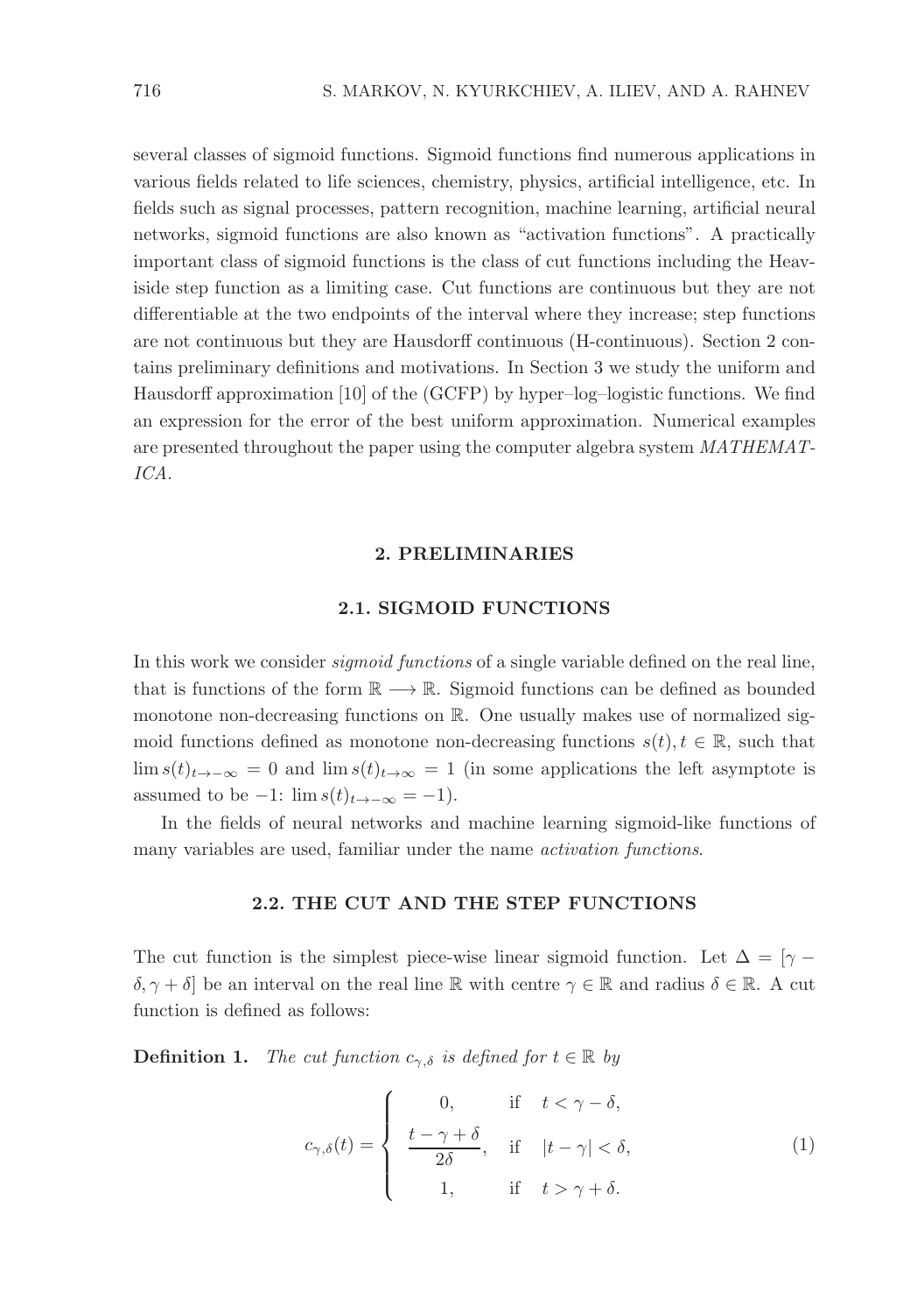several classes of sigmoid functions. Sigmoid functions find numerous applications in various fields related to life sciences, chemistry, physics, artificial intelligence, etc. In fields such as signal processes, pattern recognition, machine learning, artificial neural networks, sigmoid functions are also known as "activation functions". A practically important class of sigmoid functions is the class of cut functions including the Heaviside step function as a limiting case. Cut functions are continuous but they are not differentiable at the two endpoints of the interval where they increase; step functions are not continuous but they are Hausdorff continuous (H-continuous). Section 2 contains preliminary definitions and motivations. In Section 3 we study the uniform and Hausdorff approximation [10] of the (GCFP) by hyper–log–logistic functions. We find an expression for the error of the best uniform approximation. Numerical examples are presented throughout the paper using the computer algebra system *MATHEMATICA*.

## 2. PRELIMINARIES

### 2.1. SIGMOID FUNCTIONS

In this work we consider *sigmoid functions* of a single variable defined on the real line, that is functions of the form $\mathbb{R} \longrightarrow \mathbb{R}$. Sigmoid functions can be defined as bounded monotone non-decreasing functions on $\mathbb{R}$. One usually makes use of normalized sigmoid functions defined as monotone non-decreasing functions $s(t), t \in \mathbb{R}$, such that $\lim s(t)_{t\to-\infty} = 0$ and $\lim s(t)_{t\to\infty} = 1$ (in some applications the left asymptote is assumed to be $-1$: $\lim s(t)_{t\to-\infty} = -1$).

In the fields of neural networks and machine learning sigmoid-like functions of many variables are used, familiar under the name *activation functions*.

### 2.2. THE CUT AND THE STEP FUNCTIONS

The cut function is the simplest piece-wise linear sigmoid function. Let $\Delta = [\gamma - \delta, \gamma + \delta]$ be an interval on the real line $\mathbb{R}$ with centre $\gamma \in \mathbb{R}$ and radius $\delta \in \mathbb{R}$. A cut function is defined as follows:

**Definition 1.** *The cut function $c_{\gamma,\delta}$ is defined for $t \in \mathbb{R}$ by*

$$c_{\gamma,\delta}(t) = \begin{cases} 0, & \text{if} \quad t < \gamma - \delta, \\ \dfrac{t - \gamma + \delta}{2\delta}, & \text{if} \quad |t - \gamma| < \delta, \\ 1, & \text{if} \quad t > \gamma + \delta. \end{cases} \tag{1}$$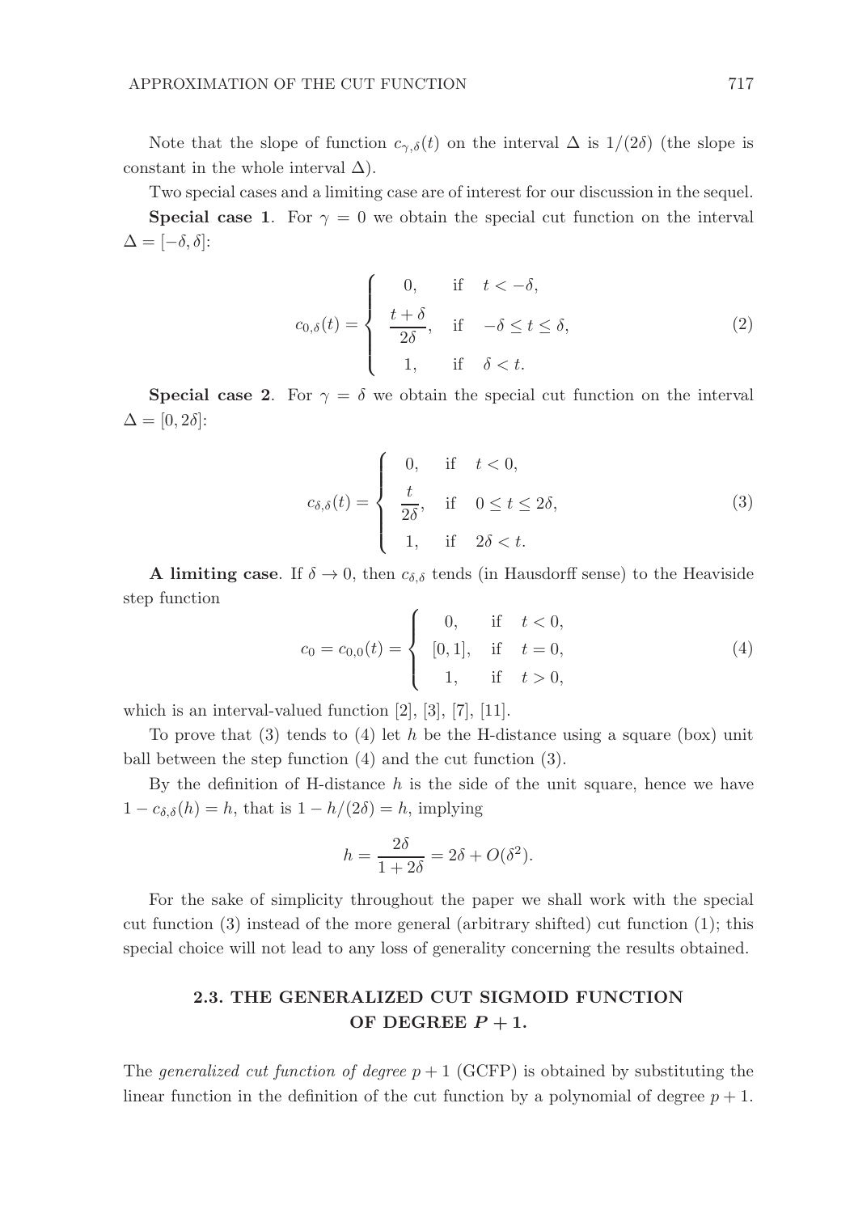Note that the slope of function $c_{\gamma,\delta}(t)$ on the interval $\Delta$ is $1/(2\delta)$ (the slope is constant in the whole interval $\Delta$).

Two special cases and a limiting case are of interest for our discussion in the sequel.

**Special case 1**. For $\gamma = 0$ we obtain the special cut function on the interval $\Delta = [-\delta, \delta]$:

$$
c_{0,\delta}(t) = \begin{cases} 0, & \text{if} \quad t < -\delta, \\ \dfrac{t+\delta}{2\delta}, & \text{if} \quad -\delta \le t \le \delta, \\ 1, & \text{if} \quad \delta < t. \end{cases} \tag{2}
$$

**Special case 2**. For $\gamma = \delta$ we obtain the special cut function on the interval $\Delta = [0, 2\delta]$:

$$
c_{\delta,\delta}(t) = \begin{cases} 0, & \text{if} \quad t < 0, \\ \dfrac{t}{2\delta}, & \text{if} \quad 0 \le t \le 2\delta, \\ 1, & \text{if} \quad 2\delta < t. \end{cases} \tag{3}
$$

**A limiting case**. If $\delta \to 0$, then $c_{\delta,\delta}$ tends (in Hausdorff sense) to the Heaviside step function

$$
c_0 = c_{0,0}(t) = \begin{cases} 0, & \text{if} \quad t < 0, \\ [0,1], & \text{if} \quad t = 0, \\ 1, & \text{if} \quad t > 0, \end{cases} \tag{4}
$$

which is an interval-valued function [2], [3], [7], [11].

To prove that (3) tends to (4) let $h$ be the H-distance using a square (box) unit ball between the step function (4) and the cut function (3).

By the definition of H-distance $h$ is the side of the unit square, hence we have $1 - c_{\delta,\delta}(h) = h$, that is $1 - h/(2\delta) = h$, implying

$$
h = \frac{2\delta}{1+2\delta} = 2\delta + O(\delta^2).
$$

For the sake of simplicity throughout the paper we shall work with the special cut function (3) instead of the more general (arbitrary shifted) cut function (1); this special choice will not lead to any loss of generality concerning the results obtained.

## 2.3. THE GENERALIZED CUT SIGMOID FUNCTION OF DEGREE $P + 1$.

The *generalized cut function of degree* $p + 1$ (GCFP) is obtained by substituting the linear function in the definition of the cut function by a polynomial of degree $p + 1$.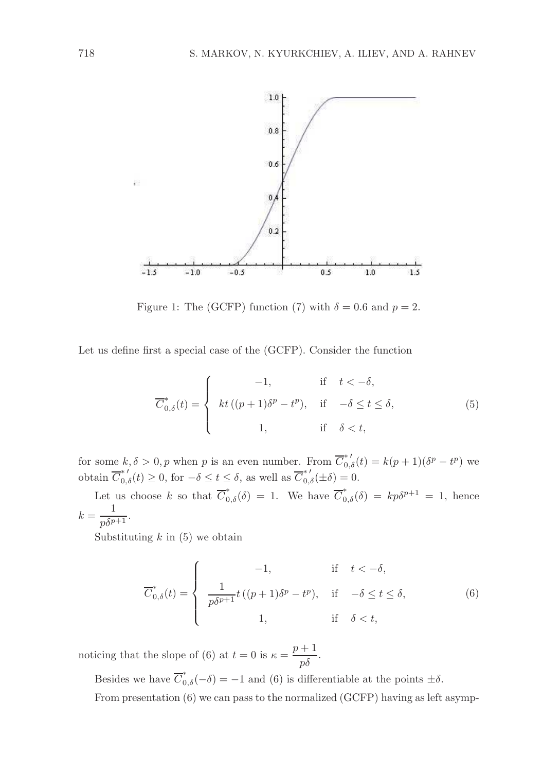Figure 1: The (GCFP) function (7) with $\delta = 0.6$ and $p = 2$.

Let us define first a special case of the (GCFP). Consider the function

$$\overline{C}^*_{0,\delta}(t) = \begin{cases} -1, & \text{if} \quad t < -\delta, \\ kt\,((p+1)\delta^p - t^p), & \text{if} \quad -\delta \le t \le \delta, \\ 1, & \text{if} \quad \delta < t, \end{cases} \tag{5}$$

for some $k, \delta > 0, p$ when $p$ is an even number. From $\overline{C}^{*\,\prime}_{0,\delta}(t) = k(p+1)(\delta^p - t^p)$ we obtain $\overline{C}^{*\,\prime}_{0,\delta}(t) \ge 0$, for $-\delta \le t \le \delta$, as well as $\overline{C}^{*\,\prime}_{0,\delta}(\pm\delta) = 0$.

Let us choose $k$ so that $\overline{C}^*_{0,\delta}(\delta) = 1$. We have $\overline{C}^*_{0,\delta}(\delta) = kp\delta^{p+1} = 1$, hence $k = \dfrac{1}{p\delta^{p+1}}$.

Substituting $k$ in (5) we obtain

$$\overline{C}^*_{0,\delta}(t) = \begin{cases} -1, & \text{if} \quad t < -\delta, \\ \dfrac{1}{p\delta^{p+1}} t\,((p+1)\delta^p - t^p), & \text{if} \quad -\delta \le t \le \delta, \\ 1, & \text{if} \quad \delta < t, \end{cases} \tag{6}$$

noticing that the slope of (6) at $t = 0$ is $\kappa = \dfrac{p+1}{p\delta}$.

Besides we have $\overline{C}^*_{0,\delta}(-\delta) = -1$ and (6) is differentiable at the points $\pm\delta$.

From presentation (6) we can pass to the normalized (GCFP) having as left asymp-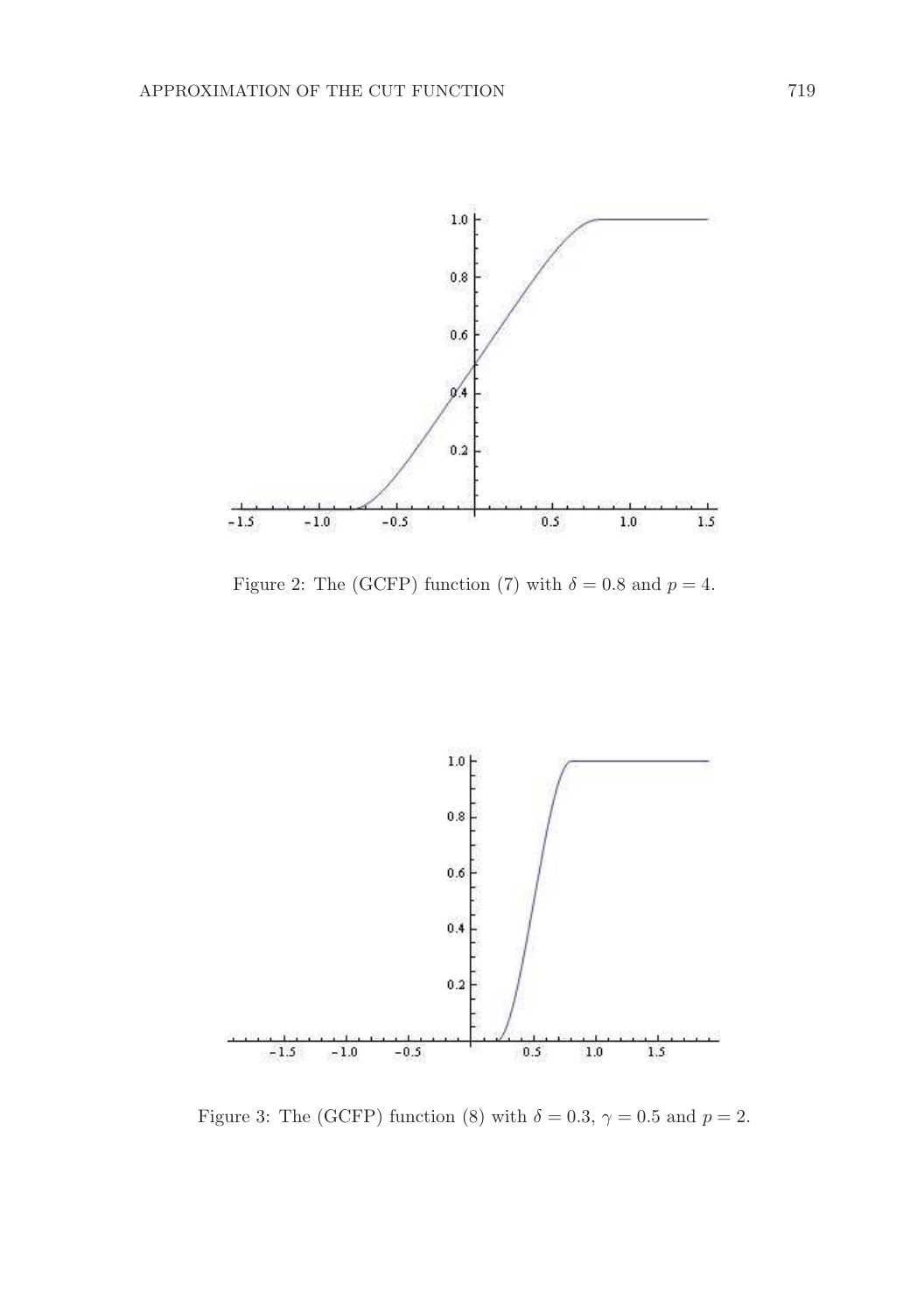Figure 2: The (GCFP) function (7) with $\delta = 0.8$ and $p = 4$.

Figure 3: The (GCFP) function (8) with $\delta = 0.3$, $\gamma = 0.5$ and $p = 2$.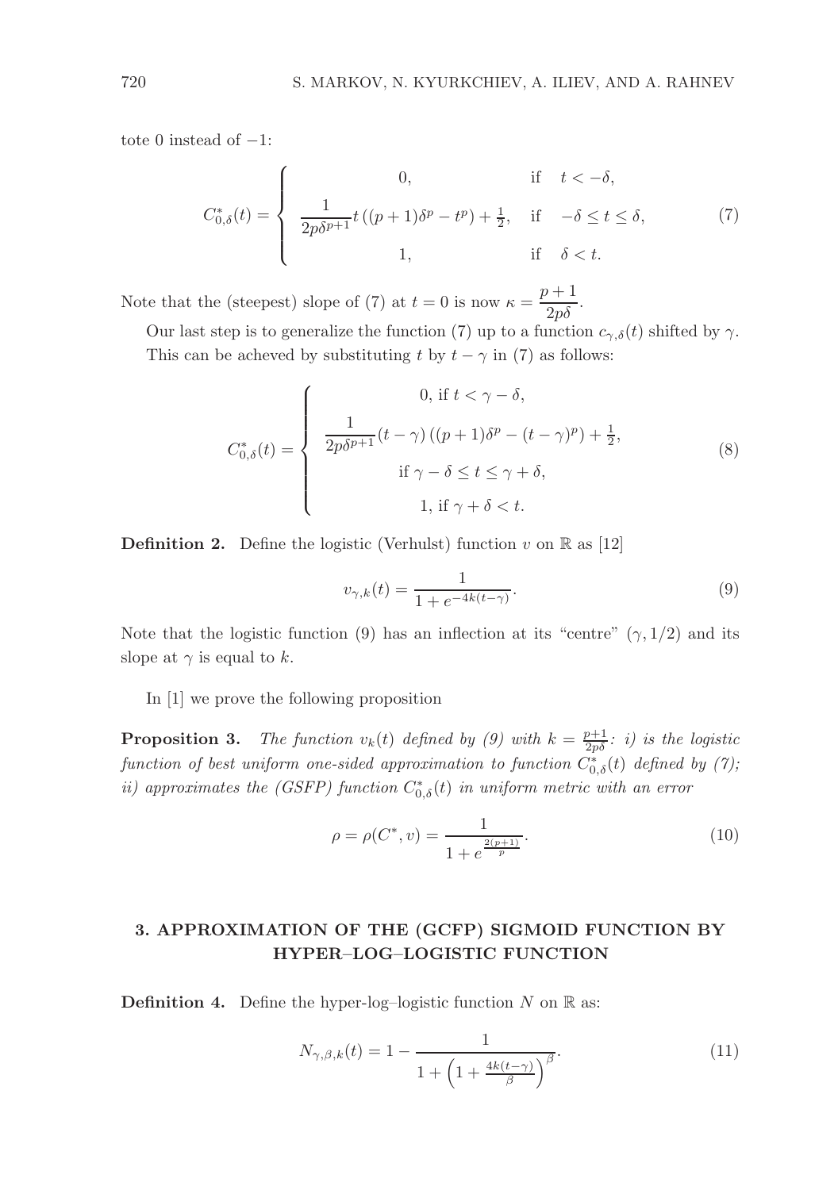tote 0 instead of $-1$:

$$C^*_{0,\delta}(t) = \begin{cases} 0, & \text{if} \quad t < -\delta, \\ \dfrac{1}{2p\delta^{p+1}} t\left((p+1)\delta^p - t^p\right) + \frac{1}{2}, & \text{if} \quad -\delta \le t \le \delta, \\ 1, & \text{if} \quad \delta < t. \end{cases} \tag{7}$$

Note that the (steepest) slope of (7) at $t = 0$ is now $\kappa = \dfrac{p+1}{2p\delta}$.

Our last step is to generalize the function (7) up to a function $c_{\gamma,\delta}(t)$ shifted by $\gamma$. This can be acheved by substituting $t$ by $t - \gamma$ in (7) as follows:

$$C^*_{0,\delta}(t) = \begin{cases} 0, \text{ if } t < \gamma - \delta, \\ \dfrac{1}{2p\delta^{p+1}} (t-\gamma)\left((p+1)\delta^p - (t-\gamma)^p\right) + \frac{1}{2}, \\ \text{if } \gamma - \delta \le t \le \gamma + \delta, \\ 1, \text{ if } \gamma + \delta < t. \end{cases} \tag{8}$$

**Definition 2.** Define the logistic (Verhulst) function $v$ on $\mathbb{R}$ as [12]

$$v_{\gamma,k}(t) = \frac{1}{1 + e^{-4k(t-\gamma)}}. \tag{9}$$

Note that the logistic function (9) has an inflection at its "centre" $(\gamma, 1/2)$ and its slope at $\gamma$ is equal to $k$.

In [1] we prove the following proposition

**Proposition 3.** *The function $v_k(t)$ defined by (9) with $k = \frac{p+1}{2p\delta}$: i) is the logistic function of best uniform one-sided approximation to function $C^*_{0,\delta}(t)$ defined by (7); ii) approximates the (GSFP) function $C^*_{0,\delta}(t)$ in uniform metric with an error*

$$\rho = \rho(C^*, v) = \frac{1}{1 + e^{\frac{2(p+1)}{p}}}. \tag{10}$$

## 3. APPROXIMATION OF THE (GCFP) SIGMOID FUNCTION BY HYPER–LOG–LOGISTIC FUNCTION

**Definition 4.** Define the hyper-log–logistic function $N$ on $\mathbb{R}$ as:

$$N_{\gamma,\beta,k}(t) = 1 - \frac{1}{1 + \left(1 + \frac{4k(t-\gamma)}{\beta}\right)^{\beta}}. \tag{11}$$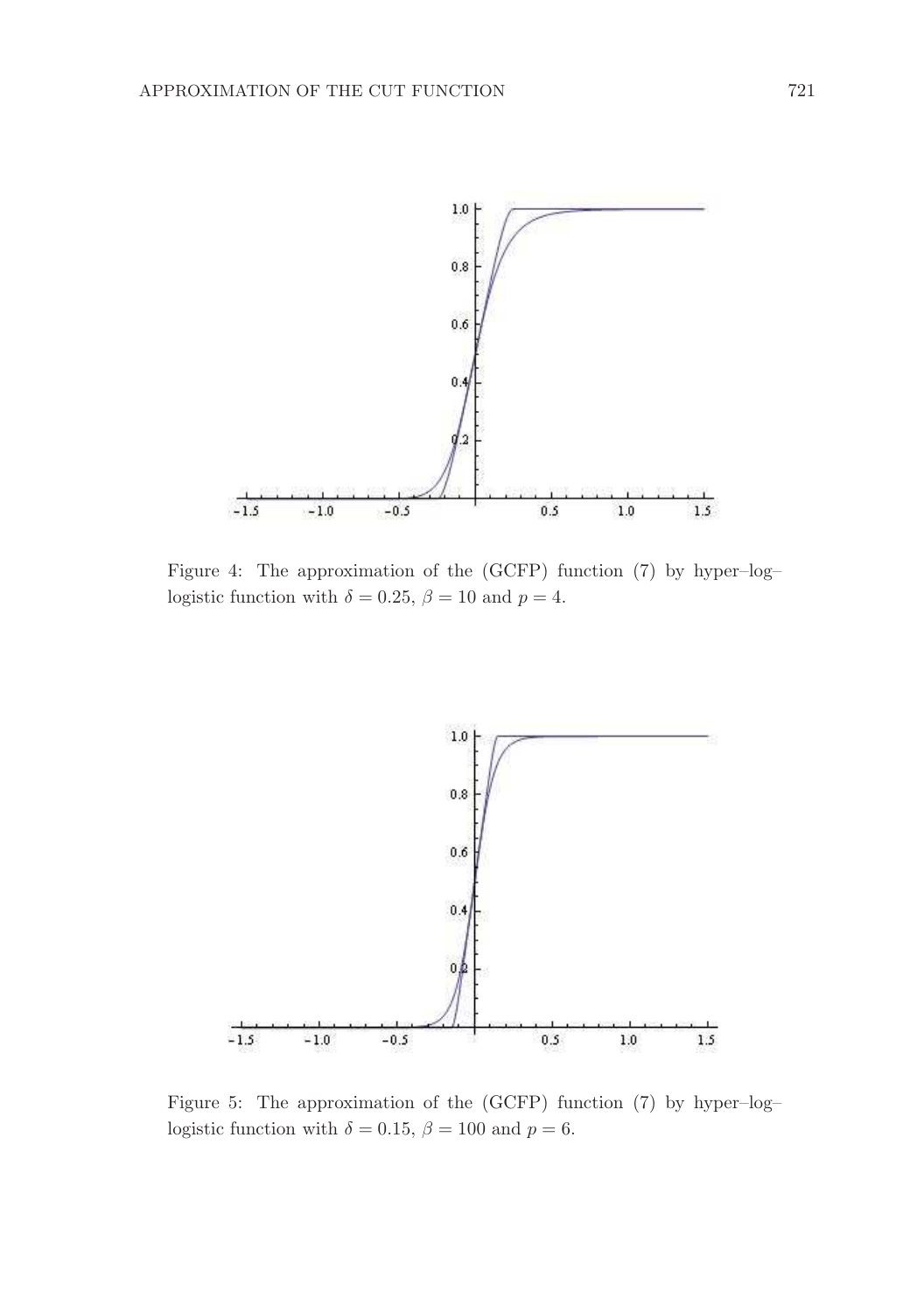Figure 4: The approximation of the (GCFP) function (7) by hyper–log–logistic function with $\delta = 0.25$, $\beta = 10$ and $p = 4$.

Figure 5: The approximation of the (GCFP) function (7) by hyper–log–logistic function with $\delta = 0.15$, $\beta = 100$ and $p = 6$.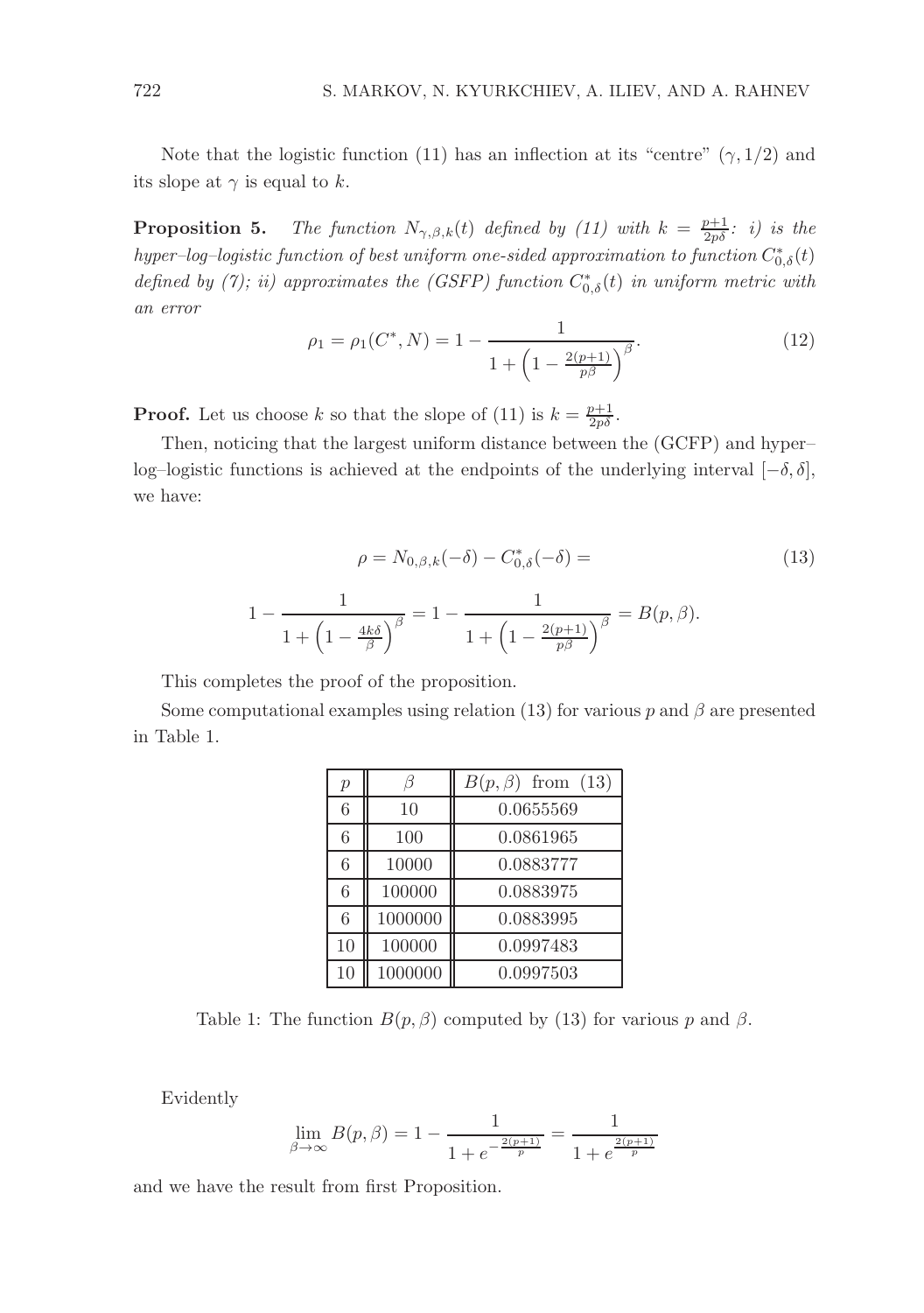Note that the logistic function (11) has an inflection at its "centre" $(\gamma, 1/2)$ and its slope at $\gamma$ is equal to $k$.

**Proposition 5.** *The function $N_{\gamma,\beta,k}(t)$ defined by (11) with $k = \frac{p+1}{2p\delta}$: i) is the hyper–log–logistic function of best uniform one-sided approximation to function $C^*_{0,\delta}(t)$ defined by (7); ii) approximates the (GSFP) function $C^*_{0,\delta}(t)$ in uniform metric with an error*

$$\rho_1 = \rho_1(C^*, N) = 1 - \frac{1}{1 + \left(1 - \frac{2(p+1)}{p\beta}\right)^{\beta}}. \tag{12}$$

**Proof.** Let us choose $k$ so that the slope of (11) is $k = \frac{p+1}{2p\delta}$.

Then, noticing that the largest uniform distance between the (GCFP) and hyper–log–logistic functions is achieved at the endpoints of the underlying interval $[-\delta, \delta]$, we have:

$$\rho = N_{0,\beta,k}(-\delta) - C^*_{0,\delta}(-\delta) = \tag{13}$$

$$1 - \frac{1}{1 + \left(1 - \frac{4k\delta}{\beta}\right)^{\beta}} = 1 - \frac{1}{1 + \left(1 - \frac{2(p+1)}{p\beta}\right)^{\beta}} = B(p, \beta).$$

This completes the proof of the proposition.

Some computational examples using relation (13) for various $p$ and $\beta$ are presented in Table 1.

| $p$ | $\beta$ | $B(p,\beta)$ from (13) |
|---|---|---|
| 6 | 10 | 0.0655569 |
| 6 | 100 | 0.0861965 |
| 6 | 10000 | 0.0883777 |
| 6 | 100000 | 0.0883975 |
| 6 | 1000000 | 0.0883995 |
| 10 | 100000 | 0.0997483 |
| 10 | 1000000 | 0.0997503 |

Table 1: The function $B(p, \beta)$ computed by (13) for various $p$ and $\beta$.

Evidently

$$\lim_{\beta \to \infty} B(p, \beta) = 1 - \frac{1}{1 + e^{-\frac{2(p+1)}{p}}} = \frac{1}{1 + e^{\frac{2(p+1)}{p}}}$$

and we have the result from first Proposition.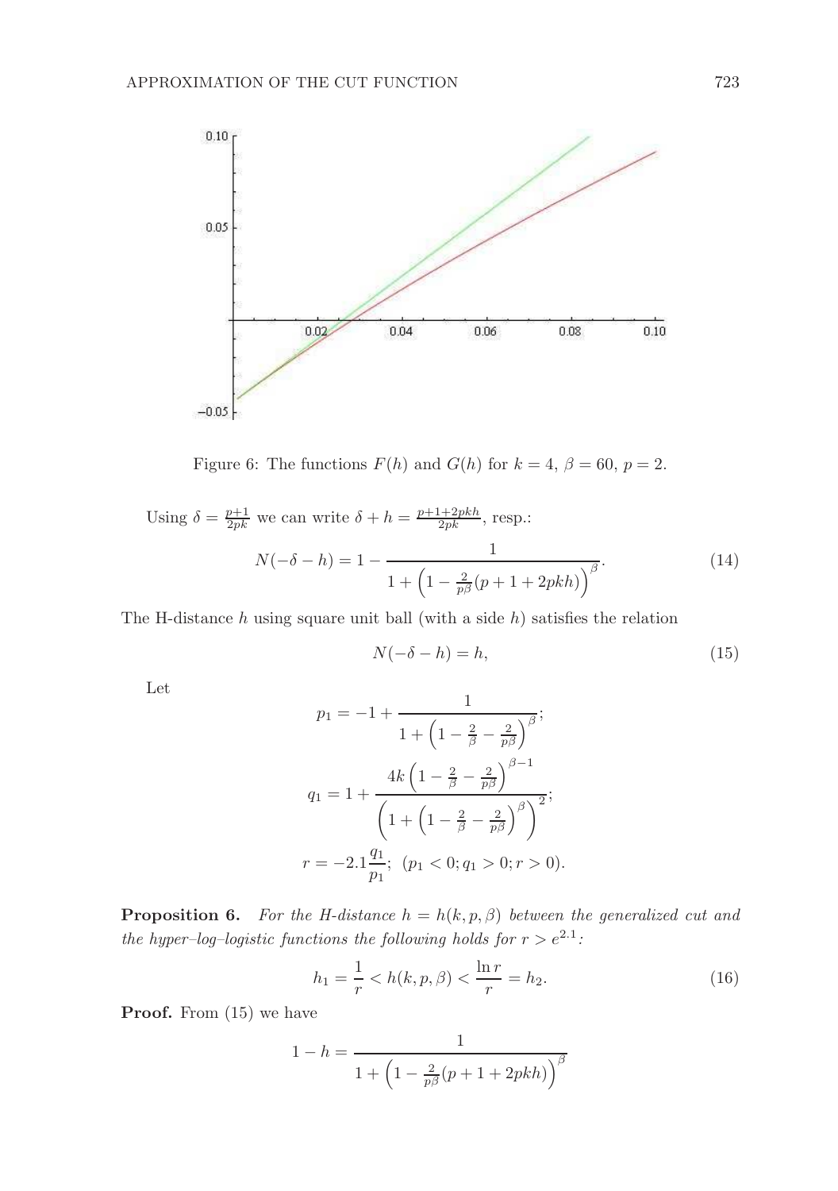Figure 6: The functions $F(h)$ and $G(h)$ for $k = 4$, $\beta = 60$, $p = 2$.

Using $\delta = \frac{p+1}{2pk}$ we can write $\delta + h = \frac{p+1+2pkh}{2pk}$, resp.:

$$N(-\delta - h) = 1 - \frac{1}{1 + \left(1 - \frac{2}{p\beta}(p + 1 + 2pkh)\right)^{\beta}}. \tag{14}$$

The H-distance $h$ using square unit ball (with a side $h$) satisfies the relation

$$N(-\delta - h) = h, \tag{15}$$

Let

$$p_1 = -1 + \frac{1}{1 + \left(1 - \frac{2}{\beta} - \frac{2}{p\beta}\right)^{\beta}};$$

$$q_1 = 1 + \frac{4k\left(1 - \frac{2}{\beta} - \frac{2}{p\beta}\right)^{\beta-1}}{\left(1 + \left(1 - \frac{2}{\beta} - \frac{2}{p\beta}\right)^{\beta}\right)^2};$$

$$r = -2.1\frac{q_1}{p_1};\ \ (p_1 < 0; q_1 > 0; r > 0).$$

**Proposition 6.** *For the H-distance $h = h(k, p, \beta)$ between the generalized cut and the hyper–log–logistic functions the following holds for $r > e^{2.1}$:*

$$h_1 = \frac{1}{r} < h(k, p, \beta) < \frac{\ln r}{r} = h_2. \tag{16}$$

**Proof.** From (15) we have

$$1 - h = \frac{1}{1 + \left(1 - \frac{2}{p\beta}(p + 1 + 2pkh)\right)^{\beta}}$$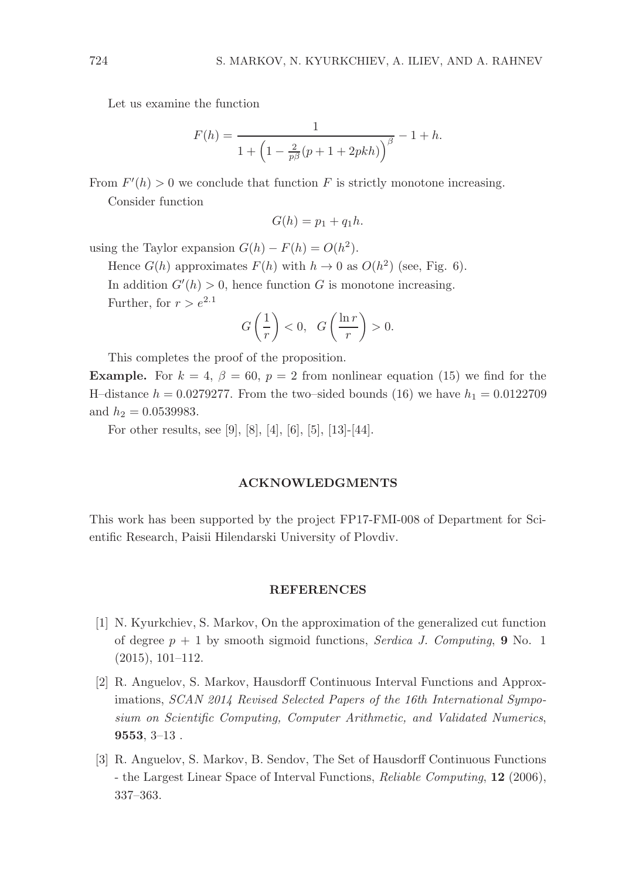Let us examine the function

$$F(h) = \frac{1}{1 + \left(1 - \frac{2}{p\beta}(p + 1 + 2pkh)\right)^{\beta}} - 1 + h.$$

From $F'(h) > 0$ we conclude that function $F$ is strictly monotone increasing.

Consider function

$$G(h) = p_1 + q_1 h.$$

using the Taylor expansion $G(h) - F(h) = O(h^2)$.

Hence $G(h)$ approximates $F(h)$ with $h \to 0$ as $O(h^2)$ (see, Fig. 6).

In addition $G'(h) > 0$, hence function $G$ is monotone increasing.

Further, for $r > e^{2.1}$

$$G\left(\frac{1}{r}\right) < 0, \quad G\left(\frac{\ln r}{r}\right) > 0.$$

This completes the proof of the proposition.

**Example.** For $k = 4$, $\beta = 60$, $p = 2$ from nonlinear equation (15) we find for the H–distance $h = 0.0279277$. From the two–sided bounds (16) we have $h_1 = 0.0122709$ and $h_2 = 0.0539983$.

For other results, see [9], [8], [4], [6], [5], [13]-[44].

## ACKNOWLEDGMENTS

This work has been supported by the project FP17-FMI-008 of Department for Scientific Research, Paisii Hilendarski University of Plovdiv.

## REFERENCES

[1] N. Kyurkchiev, S. Markov, On the approximation of the generalized cut function of degree $p + 1$ by smooth sigmoid functions, *Serdica J. Computing*, **9** No. 1 (2015), 101–112.

[2] R. Anguelov, S. Markov, Hausdorff Continuous Interval Functions and Approximations, *SCAN 2014 Revised Selected Papers of the 16th International Symposium on Scientific Computing, Computer Arithmetic, and Validated Numerics*, **9553**, 3–13 .

[3] R. Anguelov, S. Markov, B. Sendov, The Set of Hausdorff Continuous Functions - the Largest Linear Space of Interval Functions, *Reliable Computing*, **12** (2006), 337–363.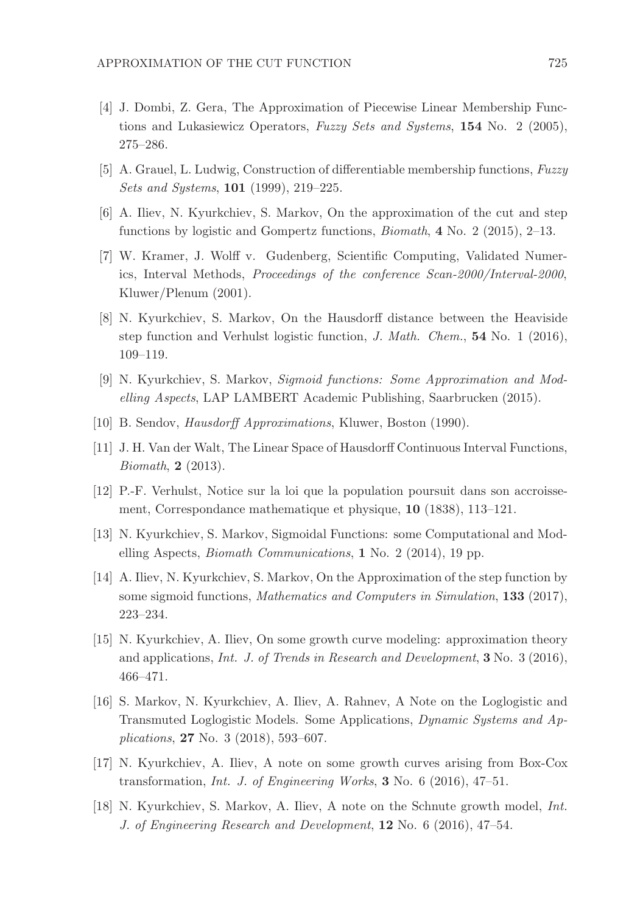[4] J. Dombi, Z. Gera, The Approximation of Piecewise Linear Membership Functions and Lukasiewicz Operators, *Fuzzy Sets and Systems*, **154** No. 2 (2005), 275–286.

[5] A. Grauel, L. Ludwig, Construction of differentiable membership functions, *Fuzzy Sets and Systems*, **101** (1999), 219–225.

[6] A. Iliev, N. Kyurkchiev, S. Markov, On the approximation of the cut and step functions by logistic and Gompertz functions, *Biomath*, **4** No. 2 (2015), 2–13.

[7] W. Kramer, J. Wolff v. Gudenberg, Scientific Computing, Validated Numerics, Interval Methods, *Proceedings of the conference Scan-2000/Interval-2000*, Kluwer/Plenum (2001).

[8] N. Kyurkchiev, S. Markov, On the Hausdorff distance between the Heaviside step function and Verhulst logistic function, *J. Math. Chem.*, **54** No. 1 (2016), 109–119.

[9] N. Kyurkchiev, S. Markov, *Sigmoid functions: Some Approximation and Modelling Aspects*, LAP LAMBERT Academic Publishing, Saarbrucken (2015).

[10] B. Sendov, *Hausdorff Approximations*, Kluwer, Boston (1990).

[11] J. H. Van der Walt, The Linear Space of Hausdorff Continuous Interval Functions, *Biomath*, **2** (2013).

[12] P.-F. Verhulst, Notice sur la loi que la population poursuit dans son accroissement, Correspondance mathematique et physique, **10** (1838), 113–121.

[13] N. Kyurkchiev, S. Markov, Sigmoidal Functions: some Computational and Modelling Aspects, *Biomath Communications*, **1** No. 2 (2014), 19 pp.

[14] A. Iliev, N. Kyurkchiev, S. Markov, On the Approximation of the step function by some sigmoid functions, *Mathematics and Computers in Simulation*, **133** (2017), 223–234.

[15] N. Kyurkchiev, A. Iliev, On some growth curve modeling: approximation theory and applications, *Int. J. of Trends in Research and Development*, **3** No. 3 (2016), 466–471.

[16] S. Markov, N. Kyurkchiev, A. Iliev, A. Rahnev, A Note on the Loglogistic and Transmuted Loglogistic Models. Some Applications, *Dynamic Systems and Applications*, **27** No. 3 (2018), 593–607.

[17] N. Kyurkchiev, A. Iliev, A note on some growth curves arising from Box-Cox transformation, *Int. J. of Engineering Works*, **3** No. 6 (2016), 47–51.

[18] N. Kyurkchiev, S. Markov, A. Iliev, A note on the Schnute growth model, *Int. J. of Engineering Research and Development*, **12** No. 6 (2016), 47–54.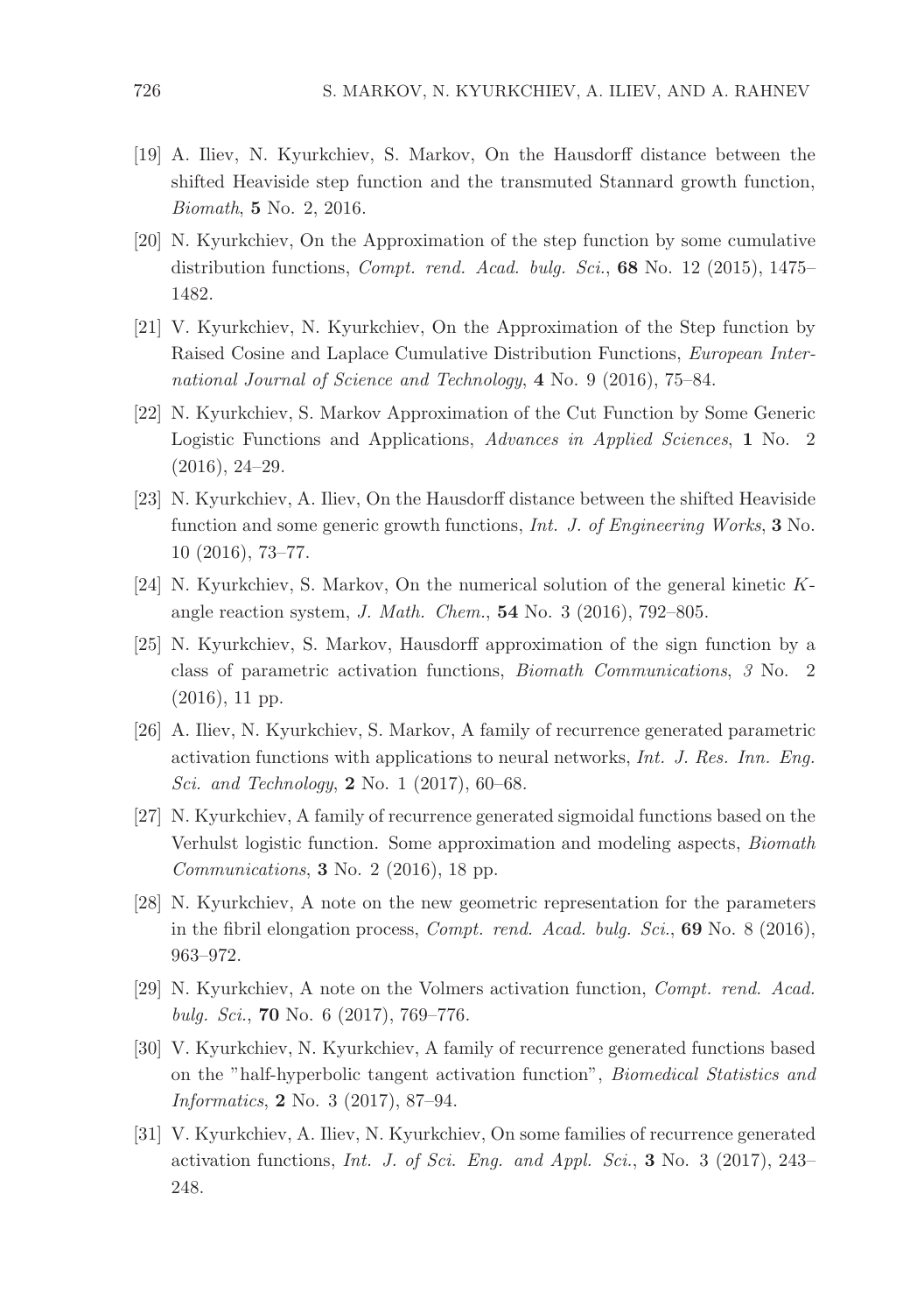[19] A. Iliev, N. Kyurkchiev, S. Markov, On the Hausdorff distance between the shifted Heaviside step function and the transmuted Stannard growth function, *Biomath*, **5** No. 2, 2016.

[20] N. Kyurkchiev, On the Approximation of the step function by some cumulative distribution functions, *Compt. rend. Acad. bulg. Sci.*, **68** No. 12 (2015), 1475–1482.

[21] V. Kyurkchiev, N. Kyurkchiev, On the Approximation of the Step function by Raised Cosine and Laplace Cumulative Distribution Functions, *European International Journal of Science and Technology*, **4** No. 9 (2016), 75–84.

[22] N. Kyurkchiev, S. Markov Approximation of the Cut Function by Some Generic Logistic Functions and Applications, *Advances in Applied Sciences*, **1** No. 2 (2016), 24–29.

[23] N. Kyurkchiev, A. Iliev, On the Hausdorff distance between the shifted Heaviside function and some generic growth functions, *Int. J. of Engineering Works*, **3** No. 10 (2016), 73–77.

[24] N. Kyurkchiev, S. Markov, On the numerical solution of the general kinetic $K$-angle reaction system, *J. Math. Chem.*, **54** No. 3 (2016), 792–805.

[25] N. Kyurkchiev, S. Markov, Hausdorff approximation of the sign function by a class of parametric activation functions, *Biomath Communications*, *3* No. 2 (2016), 11 pp.

[26] A. Iliev, N. Kyurkchiev, S. Markov, A family of recurrence generated parametric activation functions with applications to neural networks, *Int. J. Res. Inn. Eng. Sci. and Technology*, **2** No. 1 (2017), 60–68.

[27] N. Kyurkchiev, A family of recurrence generated sigmoidal functions based on the Verhulst logistic function. Some approximation and modeling aspects, *Biomath Communications*, **3** No. 2 (2016), 18 pp.

[28] N. Kyurkchiev, A note on the new geometric representation for the parameters in the fibril elongation process, *Compt. rend. Acad. bulg. Sci.*, **69** No. 8 (2016), 963–972.

[29] N. Kyurkchiev, A note on the Volmers activation function, *Compt. rend. Acad. bulg. Sci.*, **70** No. 6 (2017), 769–776.

[30] V. Kyurkchiev, N. Kyurkchiev, A family of recurrence generated functions based on the "half-hyperbolic tangent activation function", *Biomedical Statistics and Informatics*, **2** No. 3 (2017), 87–94.

[31] V. Kyurkchiev, A. Iliev, N. Kyurkchiev, On some families of recurrence generated activation functions, *Int. J. of Sci. Eng. and Appl. Sci.*, **3** No. 3 (2017), 243–248.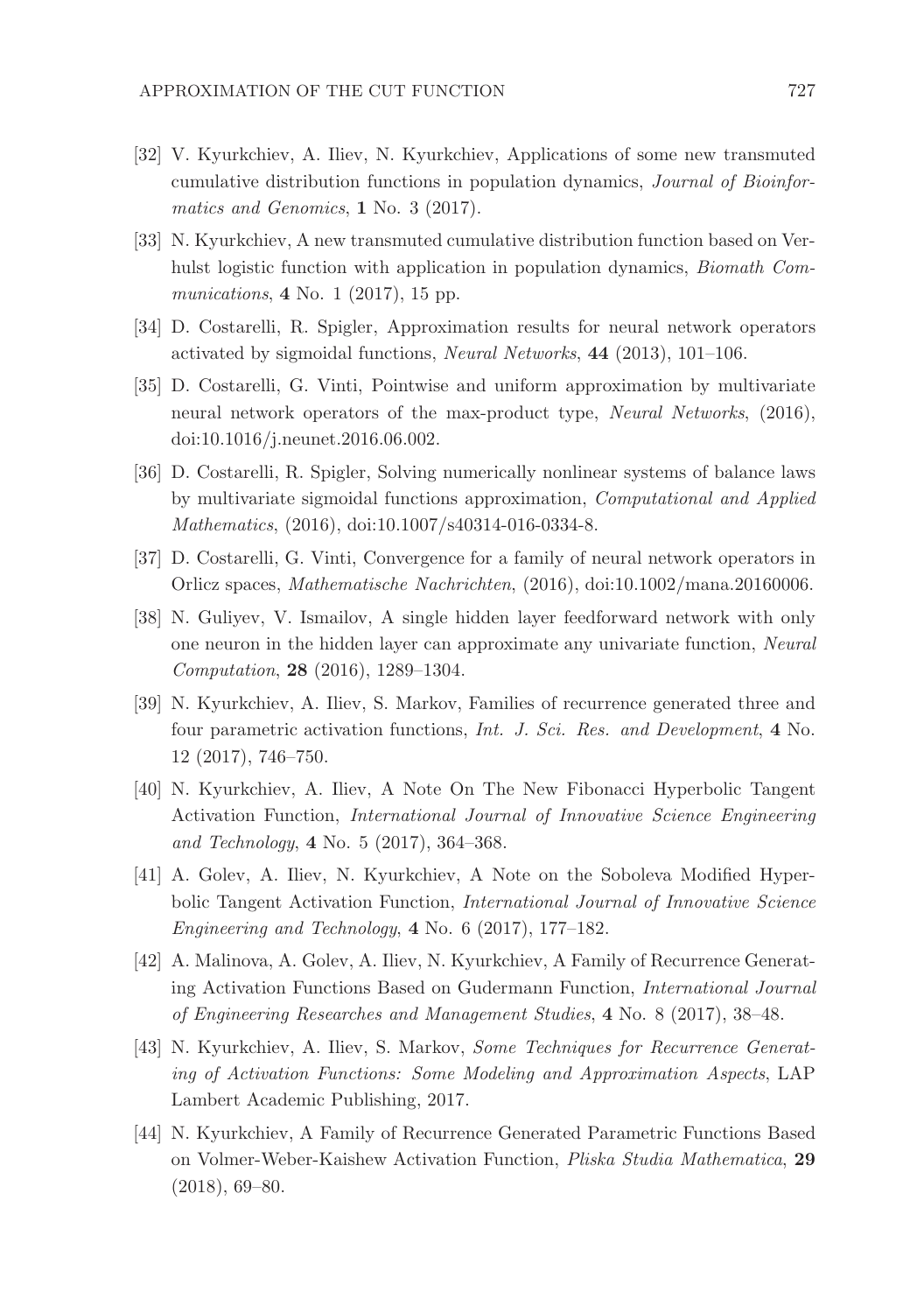[32] V. Kyurkchiev, A. Iliev, N. Kyurkchiev, Applications of some new transmuted cumulative distribution functions in population dynamics, *Journal of Bioinformatics and Genomics*, **1** No. 3 (2017).

[33] N. Kyurkchiev, A new transmuted cumulative distribution function based on Verhulst logistic function with application in population dynamics, *Biomath Communications*, **4** No. 1 (2017), 15 pp.

[34] D. Costarelli, R. Spigler, Approximation results for neural network operators activated by sigmoidal functions, *Neural Networks*, **44** (2013), 101–106.

[35] D. Costarelli, G. Vinti, Pointwise and uniform approximation by multivariate neural network operators of the max-product type, *Neural Networks*, (2016), doi:10.1016/j.neunet.2016.06.002.

[36] D. Costarelli, R. Spigler, Solving numerically nonlinear systems of balance laws by multivariate sigmoidal functions approximation, *Computational and Applied Mathematics*, (2016), doi:10.1007/s40314-016-0334-8.

[37] D. Costarelli, G. Vinti, Convergence for a family of neural network operators in Orlicz spaces, *Mathematische Nachrichten*, (2016), doi:10.1002/mana.20160006.

[38] N. Guliyev, V. Ismailov, A single hidden layer feedforward network with only one neuron in the hidden layer can approximate any univariate function, *Neural Computation*, **28** (2016), 1289–1304.

[39] N. Kyurkchiev, A. Iliev, S. Markov, Families of recurrence generated three and four parametric activation functions, *Int. J. Sci. Res. and Development*, **4** No. 12 (2017), 746–750.

[40] N. Kyurkchiev, A. Iliev, A Note On The New Fibonacci Hyperbolic Tangent Activation Function, *International Journal of Innovative Science Engineering and Technology*, **4** No. 5 (2017), 364–368.

[41] A. Golev, A. Iliev, N. Kyurkchiev, A Note on the Soboleva Modified Hyperbolic Tangent Activation Function, *International Journal of Innovative Science Engineering and Technology*, **4** No. 6 (2017), 177–182.

[42] A. Malinova, A. Golev, A. Iliev, N. Kyurkchiev, A Family of Recurrence Generating Activation Functions Based on Gudermann Function, *International Journal of Engineering Researches and Management Studies*, **4** No. 8 (2017), 38–48.

[43] N. Kyurkchiev, A. Iliev, S. Markov, *Some Techniques for Recurrence Generating of Activation Functions: Some Modeling and Approximation Aspects*, LAP Lambert Academic Publishing, 2017.

[44] N. Kyurkchiev, A Family of Recurrence Generated Parametric Functions Based on Volmer-Weber-Kaishew Activation Function, *Pliska Studia Mathematica*, **29** (2018), 69–80.